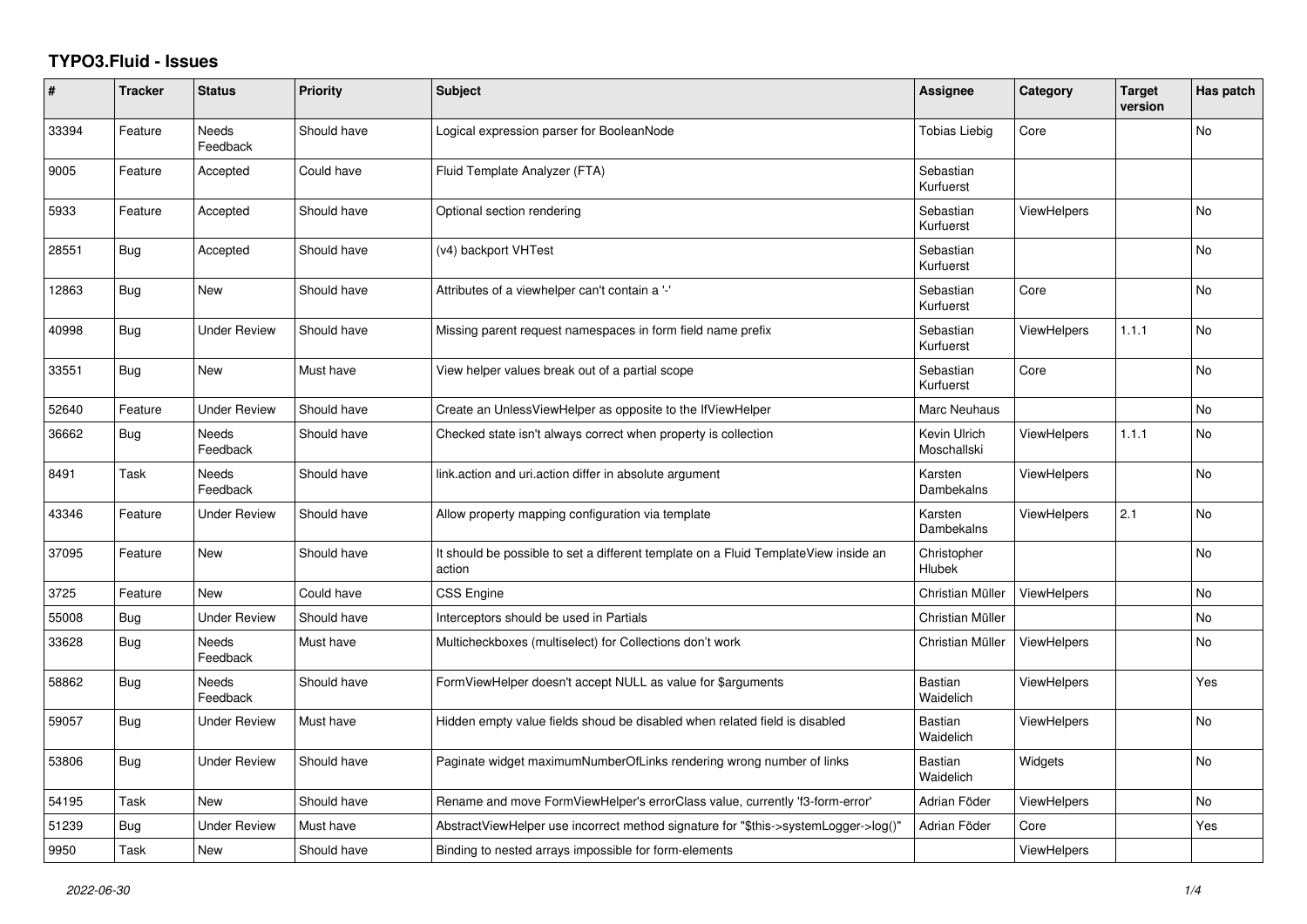# TYPO3.Fluid - Issues

| # | Tracker | Status | Priority | Subject | Assignee | Category | Target version | Has patch |
|---|---|---|---|---|---|---|---|---|
| 33394 | Feature | Needs Feedback | Should have | Logical expression parser for BooleanNode | Tobias Liebig | Core | | No |
| 9005 | Feature | Accepted | Could have | Fluid Template Analyzer (FTA) | Sebastian Kurfuerst | | | |
| 5933 | Feature | Accepted | Should have | Optional section rendering | Sebastian Kurfuerst | ViewHelpers | | No |
| 28551 | Bug | Accepted | Should have | (v4) backport VHTest | Sebastian Kurfuerst | | | No |
| 12863 | Bug | New | Should have | Attributes of a viewhelper can't contain a '-' | Sebastian Kurfuerst | Core | | No |
| 40998 | Bug | Under Review | Should have | Missing parent request namespaces in form field name prefix | Sebastian Kurfuerst | ViewHelpers | 1.1.1 | No |
| 33551 | Bug | New | Must have | View helper values break out of a partial scope | Sebastian Kurfuerst | Core | | No |
| 52640 | Feature | Under Review | Should have | Create an UnlessViewHelper as opposite to the IfViewHelper | Marc Neuhaus | | | No |
| 36662 | Bug | Needs Feedback | Should have | Checked state isn't always correct when property is collection | Kevin Ulrich Moschallski | ViewHelpers | 1.1.1 | No |
| 8491 | Task | Needs Feedback | Should have | link.action and uri.action differ in absolute argument | Karsten Dambekalns | ViewHelpers | | No |
| 43346 | Feature | Under Review | Should have | Allow property mapping configuration via template | Karsten Dambekalns | ViewHelpers | 2.1 | No |
| 37095 | Feature | New | Should have | It should be possible to set a different template on a Fluid TemplateView inside an action | Christopher Hlubek | | | No |
| 3725 | Feature | New | Could have | CSS Engine | Christian Müller | ViewHelpers | | No |
| 55008 | Bug | Under Review | Should have | Interceptors should be used in Partials | Christian Müller | | | No |
| 33628 | Bug | Needs Feedback | Must have | Multicheckboxes (multiselect) for Collections don't work | Christian Müller | ViewHelpers | | No |
| 58862 | Bug | Needs Feedback | Should have | FormViewHelper doesn't accept NULL as value for $arguments | Bastian Waidelich | ViewHelpers | | Yes |
| 59057 | Bug | Under Review | Must have | Hidden empty value fields shoud be disabled when related field is disabled | Bastian Waidelich | ViewHelpers | | No |
| 53806 | Bug | Under Review | Should have | Paginate widget maximumNumberOfLinks rendering wrong number of links | Bastian Waidelich | Widgets | | No |
| 54195 | Task | New | Should have | Rename and move FormViewHelper's errorClass value, currently 'f3-form-error' | Adrian Föder | ViewHelpers | | No |
| 51239 | Bug | Under Review | Must have | AbstractViewHelper use incorrect method signature for "$this->systemLogger->log()" | Adrian Föder | Core | | Yes |
| 9950 | Task | New | Should have | Binding to nested arrays impossible for form-elements | | ViewHelpers | | |

*2022-06-30*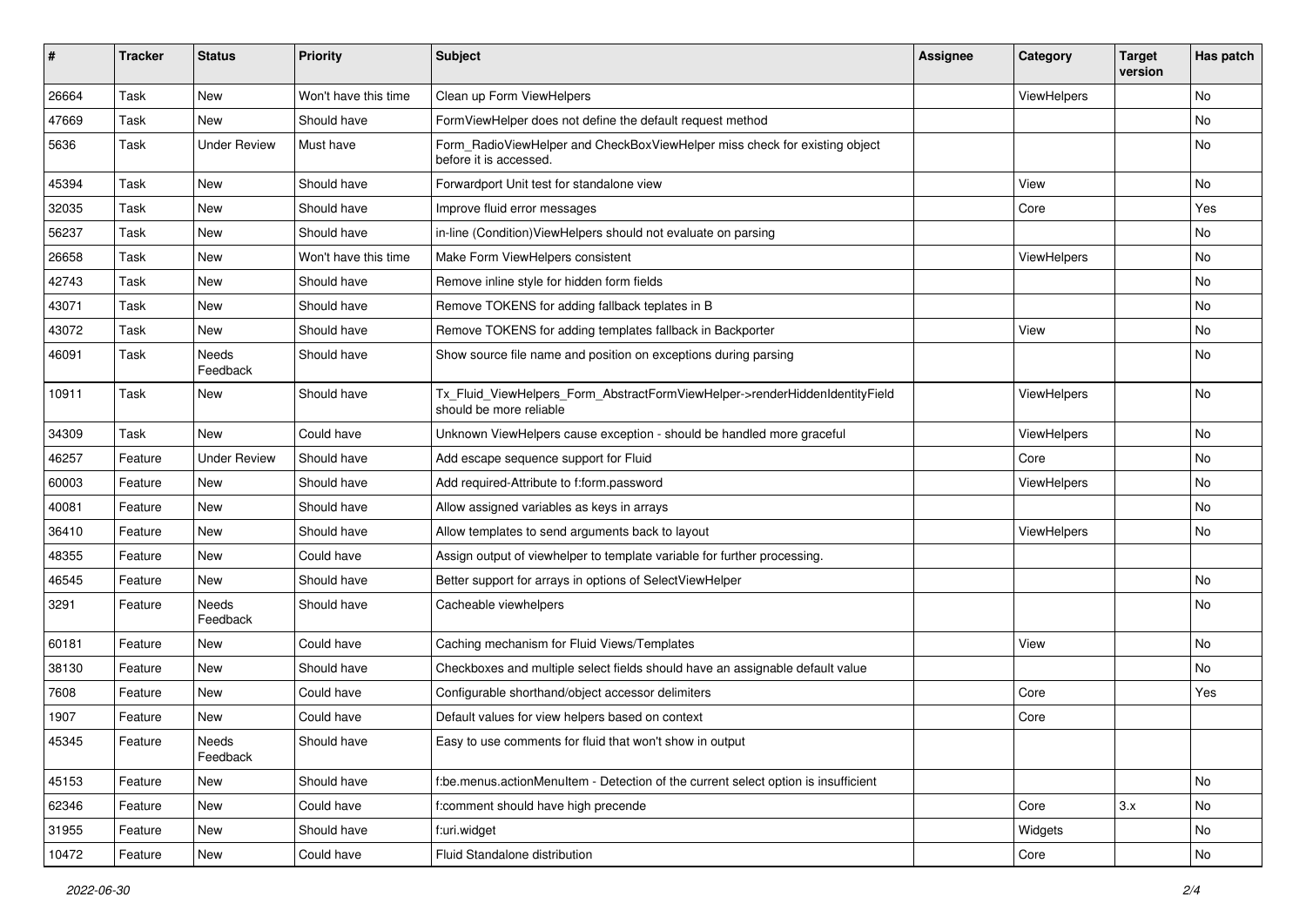| # | Tracker | Status | Priority | Subject | Assignee | Category | Target version | Has patch |
|---|---|---|---|---|---|---|---|---|
| 26664 | Task | New | Won't have this time | Clean up Form ViewHelpers | | ViewHelpers | | No |
| 47669 | Task | New | Should have | FormViewHelper does not define the default request method | | | | No |
| 5636 | Task | Under Review | Must have | Form_RadioViewHelper and CheckBoxViewHelper miss check for existing object before it is accessed. | | | | No |
| 45394 | Task | New | Should have | Forwardport Unit test for standalone view | | View | | No |
| 32035 | Task | New | Should have | Improve fluid error messages | | Core | | Yes |
| 56237 | Task | New | Should have | in-line (Condition)ViewHelpers should not evaluate on parsing | | | | No |
| 26658 | Task | New | Won't have this time | Make Form ViewHelpers consistent | | ViewHelpers | | No |
| 42743 | Task | New | Should have | Remove inline style for hidden form fields | | | | No |
| 43071 | Task | New | Should have | Remove TOKENS for adding fallback teplates in B | | | | No |
| 43072 | Task | New | Should have | Remove TOKENS for adding templates fallback in Backporter | | View | | No |
| 46091 | Task | Needs Feedback | Should have | Show source file name and position on exceptions during parsing | | | | No |
| 10911 | Task | New | Should have | Tx_Fluid_ViewHelpers_Form_AbstractFormViewHelper->renderHiddenIdentityField should be more reliable | | ViewHelpers | | No |
| 34309 | Task | New | Could have | Unknown ViewHelpers cause exception - should be handled more graceful | | ViewHelpers | | No |
| 46257 | Feature | Under Review | Should have | Add escape sequence support for Fluid | | Core | | No |
| 60003 | Feature | New | Should have | Add required-Attribute to f:form.password | | ViewHelpers | | No |
| 40081 | Feature | New | Should have | Allow assigned variables as keys in arrays | | | | No |
| 36410 | Feature | New | Should have | Allow templates to send arguments back to layout | | ViewHelpers | | No |
| 48355 | Feature | New | Could have | Assign output of viewhelper to template variable for further processing. | | | | |
| 46545 | Feature | New | Should have | Better support for arrays in options of SelectViewHelper | | | | No |
| 3291 | Feature | Needs Feedback | Should have | Cacheable viewhelpers | | | | No |
| 60181 | Feature | New | Could have | Caching mechanism for Fluid Views/Templates | | View | | No |
| 38130 | Feature | New | Should have | Checkboxes and multiple select fields should have an assignable default value | | | | No |
| 7608 | Feature | New | Could have | Configurable shorthand/object accessor delimiters | | Core | | Yes |
| 1907 | Feature | New | Could have | Default values for view helpers based on context | | Core | | |
| 45345 | Feature | Needs Feedback | Should have | Easy to use comments for fluid that won't show in output | | | | |
| 45153 | Feature | New | Should have | f:be.menus.actionMenuItem - Detection of the current select option is insufficient | | | | No |
| 62346 | Feature | New | Could have | f:comment should have high precende | | Core | 3.x | No |
| 31955 | Feature | New | Should have | f:uri.widget | | Widgets | | No |
| 10472 | Feature | New | Could have | Fluid Standalone distribution | | Core | | No |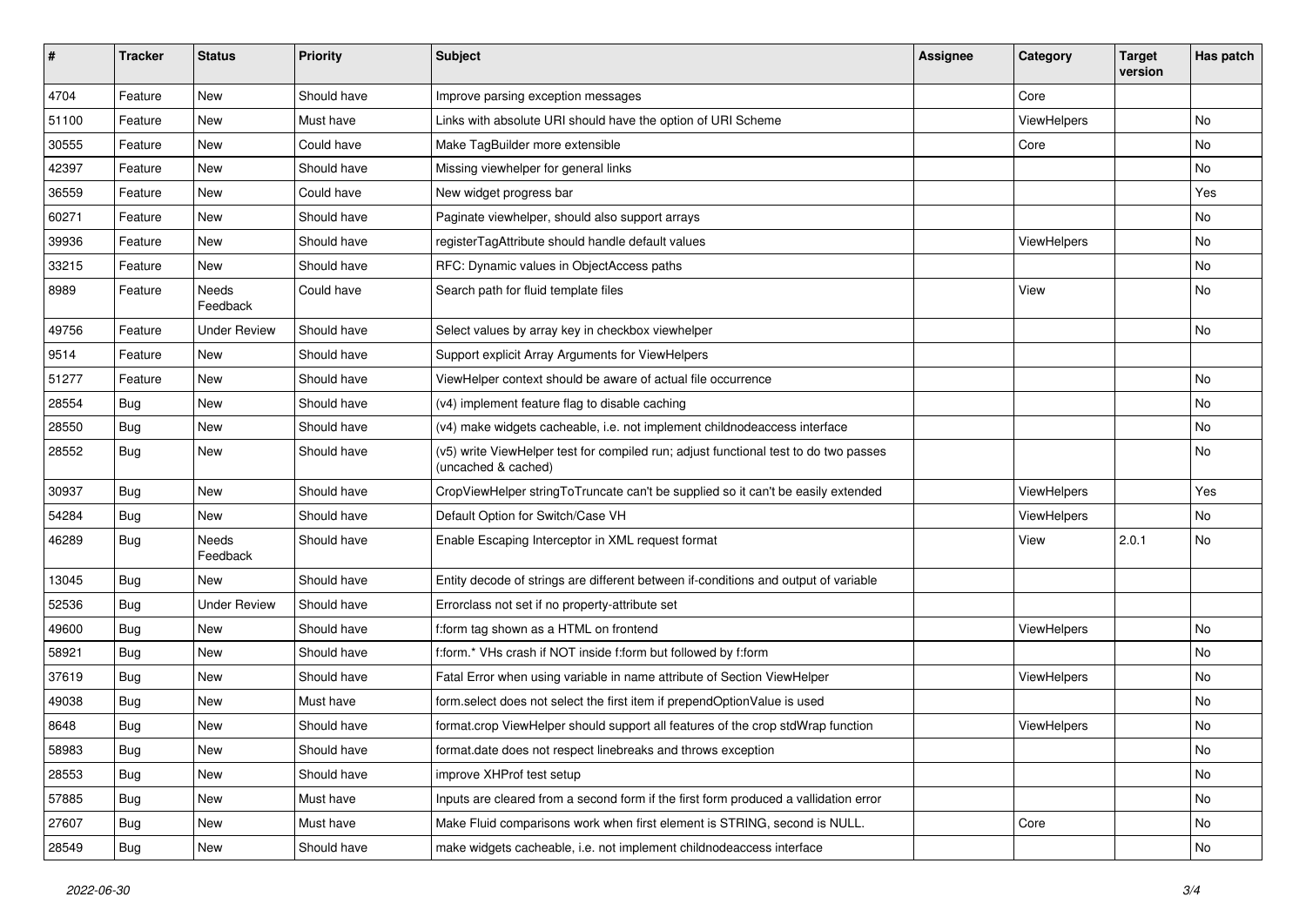| # | Tracker | Status | Priority | Subject | Assignee | Category | Target version | Has patch |
|---|---|---|---|---|---|---|---|---|
| 4704 | Feature | New | Should have | Improve parsing exception messages | | Core | | |
| 51100 | Feature | New | Must have | Links with absolute URI should have the option of URI Scheme | | ViewHelpers | | No |
| 30555 | Feature | New | Could have | Make TagBuilder more extensible | | Core | | No |
| 42397 | Feature | New | Should have | Missing viewhelper for general links | | | | No |
| 36559 | Feature | New | Could have | New widget progress bar | | | | Yes |
| 60271 | Feature | New | Should have | Paginate viewhelper, should also support arrays | | | | No |
| 39936 | Feature | New | Should have | registerTagAttribute should handle default values | | ViewHelpers | | No |
| 33215 | Feature | New | Should have | RFC: Dynamic values in ObjectAccess paths | | | | No |
| 8989 | Feature | Needs Feedback | Could have | Search path for fluid template files | | View | | No |
| 49756 | Feature | Under Review | Should have | Select values by array key in checkbox viewhelper | | | | No |
| 9514 | Feature | New | Should have | Support explicit Array Arguments for ViewHelpers | | | | |
| 51277 | Feature | New | Should have | ViewHelper context should be aware of actual file occurrence | | | | No |
| 28554 | Bug | New | Should have | (v4) implement feature flag to disable caching | | | | No |
| 28550 | Bug | New | Should have | (v4) make widgets cacheable, i.e. not implement childnodeaccess interface | | | | No |
| 28552 | Bug | New | Should have | (v5) write ViewHelper test for compiled run; adjust functional test to do two passes (uncached & cached) | | | | No |
| 30937 | Bug | New | Should have | CropViewHelper stringToTruncate can't be supplied so it can't be easily extended | | ViewHelpers | | Yes |
| 54284 | Bug | New | Should have | Default Option for Switch/Case VH | | ViewHelpers | | No |
| 46289 | Bug | Needs Feedback | Should have | Enable Escaping Interceptor in XML request format | | View | 2.0.1 | No |
| 13045 | Bug | New | Should have | Entity decode of strings are different between if-conditions and output of variable | | | | |
| 52536 | Bug | Under Review | Should have | Errorclass not set if no property-attribute set | | | | |
| 49600 | Bug | New | Should have | f:form tag shown as a HTML on frontend | | ViewHelpers | | No |
| 58921 | Bug | New | Should have | f:form.* VHs crash if NOT inside f:form but followed by f:form | | | | No |
| 37619 | Bug | New | Should have | Fatal Error when using variable in name attribute of Section ViewHelper | | ViewHelpers | | No |
| 49038 | Bug | New | Must have | form.select does not select the first item if prependOptionValue is used | | | | No |
| 8648 | Bug | New | Should have | format.crop ViewHelper should support all features of the crop stdWrap function | | ViewHelpers | | No |
| 58983 | Bug | New | Should have | format.date does not respect linebreaks and throws exception | | | | No |
| 28553 | Bug | New | Should have | improve XHProf test setup | | | | No |
| 57885 | Bug | New | Must have | Inputs are cleared from a second form if the first form produced a vallidation error | | | | No |
| 27607 | Bug | New | Must have | Make Fluid comparisons work when first element is STRING, second is NULL. | | Core | | No |
| 28549 | Bug | New | Should have | make widgets cacheable, i.e. not implement childnodeaccess interface | | | | No |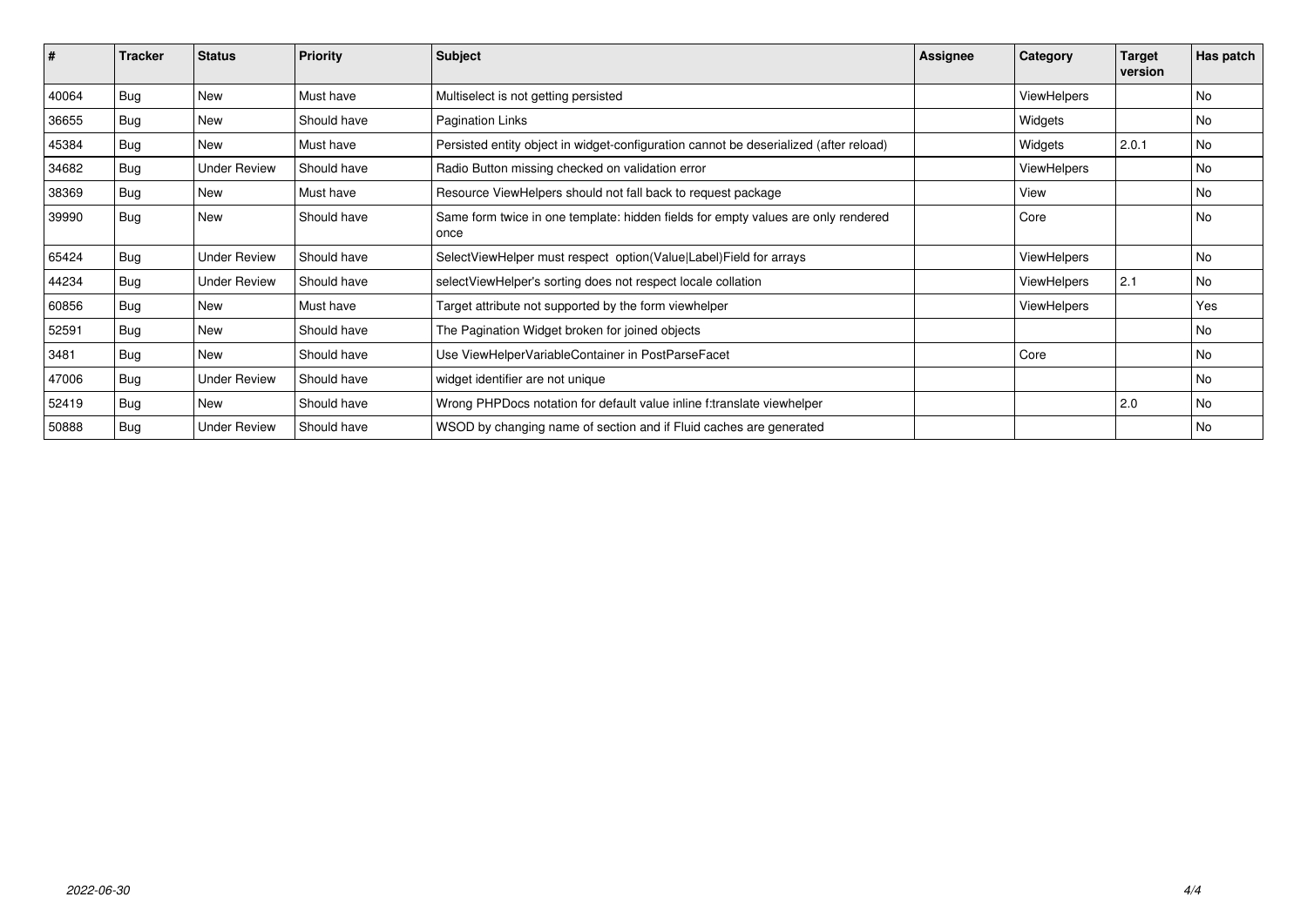| # | Tracker | Status | Priority | Subject | Assignee | Category | Target version | Has patch |
|---|---|---|---|---|---|---|---|---|
| 40064 | Bug | New | Must have | Multiselect is not getting persisted | | ViewHelpers | | No |
| 36655 | Bug | New | Should have | Pagination Links | | Widgets | | No |
| 45384 | Bug | New | Must have | Persisted entity object in widget-configuration cannot be deserialized (after reload) | | Widgets | 2.0.1 | No |
| 34682 | Bug | Under Review | Should have | Radio Button missing checked on validation error | | ViewHelpers | | No |
| 38369 | Bug | New | Must have | Resource ViewHelpers should not fall back to request package | | View | | No |
| 39990 | Bug | New | Should have | Same form twice in one template: hidden fields for empty values are only rendered once | | Core | | No |
| 65424 | Bug | Under Review | Should have | SelectViewHelper must respect option(Value\|Label)Field for arrays | | ViewHelpers | | No |
| 44234 | Bug | Under Review | Should have | selectViewHelper's sorting does not respect locale collation | | ViewHelpers | 2.1 | No |
| 60856 | Bug | New | Must have | Target attribute not supported by the form viewhelper | | ViewHelpers | | Yes |
| 52591 | Bug | New | Should have | The Pagination Widget broken for joined objects | | | | No |
| 3481 | Bug | New | Should have | Use ViewHelperVariableContainer in PostParseFacet | | Core | | No |
| 47006 | Bug | Under Review | Should have | widget identifier are not unique | | | | No |
| 52419 | Bug | New | Should have | Wrong PHPDocs notation for default value inline f:translate viewhelper | | | 2.0 | No |
| 50888 | Bug | Under Review | Should have | WSOD by changing name of section and if Fluid caches are generated | | | | No |

*2022-06-30*